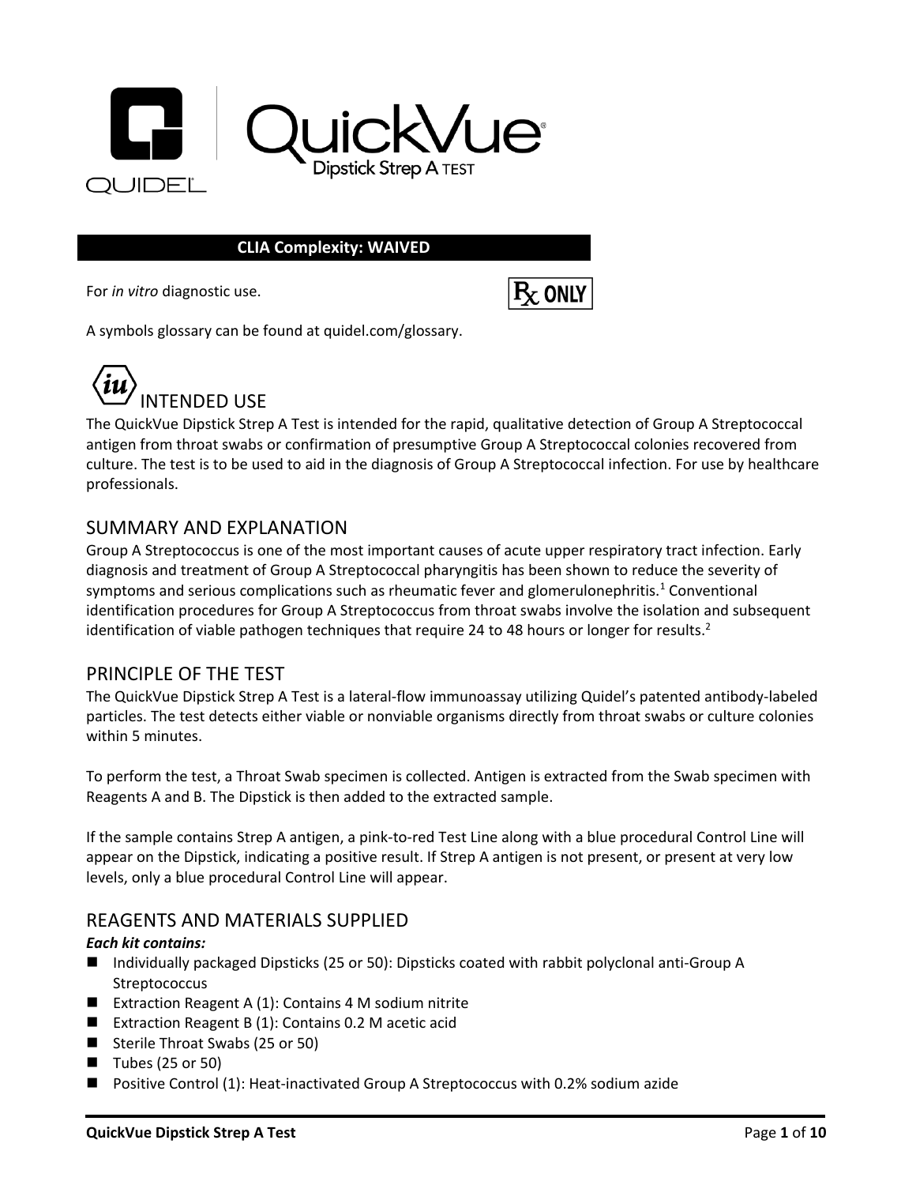# QUIDEL QuickVue® Dipstick Strep A TEST

**CLIA Complexity: WAIVED**

For *in vitro* diagnostic use.

Rx ONLY

A symbols glossary can be found at quidel.com/glossary.

## INTENDED USE

The QuickVue Dipstick Strep A Test is intended for the rapid, qualitative detection of Group A Streptococcal antigen from throat swabs or confirmation of presumptive Group A Streptococcal colonies recovered from culture. The test is to be used to aid in the diagnosis of Group A Streptococcal infection. For use by healthcare professionals.

## SUMMARY AND EXPLANATION

Group A Streptococcus is one of the most important causes of acute upper respiratory tract infection. Early diagnosis and treatment of Group A Streptococcal pharyngitis has been shown to reduce the severity of symptoms and serious complications such as rheumatic fever and glomerulonephritis.[1] Conventional identification procedures for Group A Streptococcus from throat swabs involve the isolation and subsequent identification of viable pathogen techniques that require 24 to 48 hours or longer for results.[2]

## PRINCIPLE OF THE TEST

The QuickVue Dipstick Strep A Test is a lateral-flow immunoassay utilizing Quidel's patented antibody-labeled particles. The test detects either viable or nonviable organisms directly from throat swabs or culture colonies within 5 minutes.

To perform the test, a Throat Swab specimen is collected. Antigen is extracted from the Swab specimen with Reagents A and B. The Dipstick is then added to the extracted sample.

If the sample contains Strep A antigen, a pink-to-red Test Line along with a blue procedural Control Line will appear on the Dipstick, indicating a positive result. If Strep A antigen is not present, or present at very low levels, only a blue procedural Control Line will appear.

## REAGENTS AND MATERIALS SUPPLIED

***Each kit contains:***

- Individually packaged Dipsticks (25 or 50): Dipsticks coated with rabbit polyclonal anti-Group A Streptococcus
- Extraction Reagent A (1): Contains 4 M sodium nitrite
- Extraction Reagent B (1): Contains 0.2 M acetic acid
- Sterile Throat Swabs (25 or 50)
- Tubes (25 or 50)
- Positive Control (1): Heat-inactivated Group A Streptococcus with 0.2% sodium azide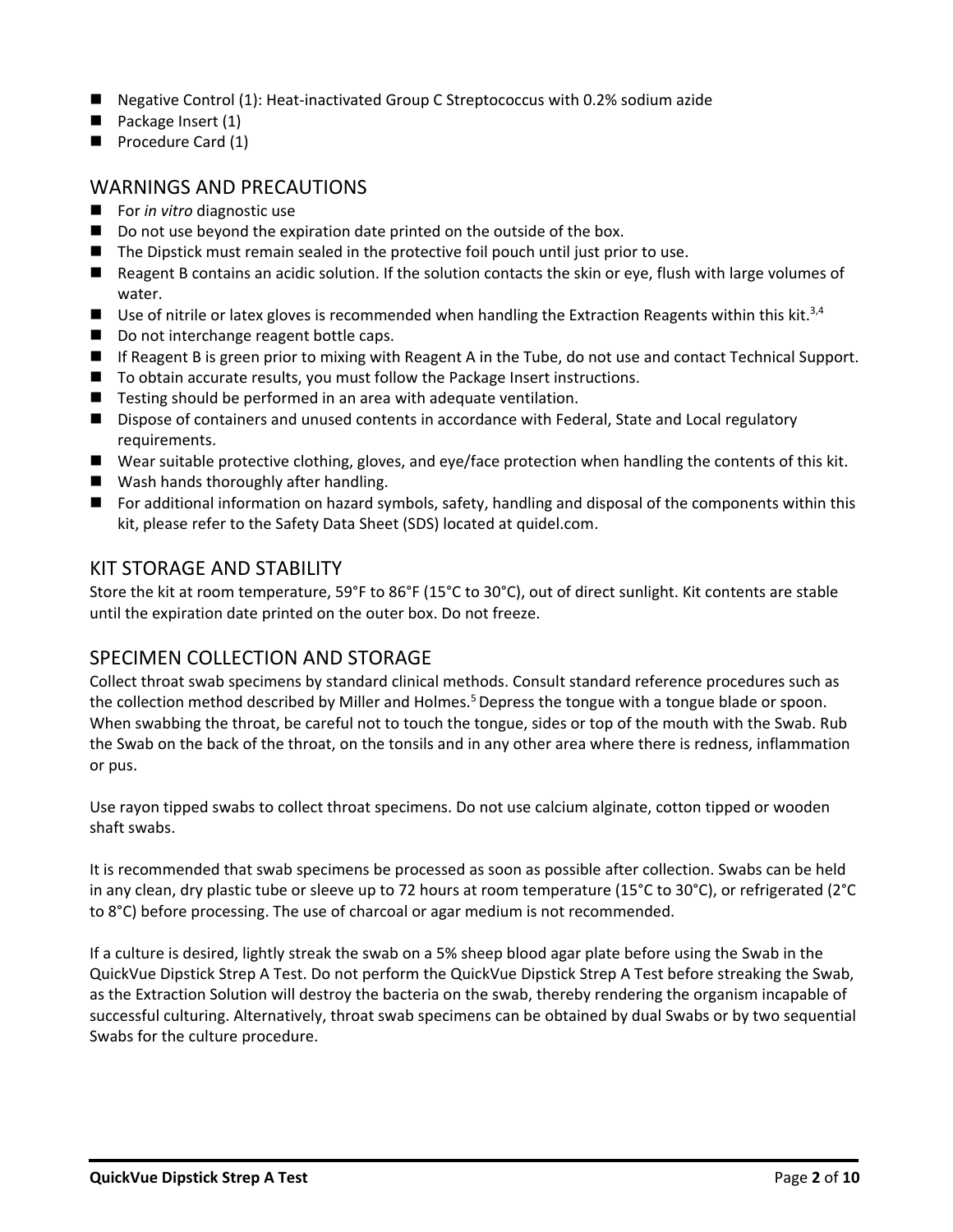- Negative Control (1): Heat-inactivated Group C Streptococcus with 0.2% sodium azide
- Package Insert (1)
- Procedure Card (1)

## WARNINGS AND PRECAUTIONS

- For *in vitro* diagnostic use
- Do not use beyond the expiration date printed on the outside of the box.
- The Dipstick must remain sealed in the protective foil pouch until just prior to use.
- Reagent B contains an acidic solution. If the solution contacts the skin or eye, flush with large volumes of water.
- Use of nitrile or latex gloves is recommended when handling the Extraction Reagents within this kit.[3,4]
- Do not interchange reagent bottle caps.
- If Reagent B is green prior to mixing with Reagent A in the Tube, do not use and contact Technical Support.
- To obtain accurate results, you must follow the Package Insert instructions.
- Testing should be performed in an area with adequate ventilation.
- Dispose of containers and unused contents in accordance with Federal, State and Local regulatory requirements.
- Wear suitable protective clothing, gloves, and eye/face protection when handling the contents of this kit.
- Wash hands thoroughly after handling.
- For additional information on hazard symbols, safety, handling and disposal of the components within this kit, please refer to the Safety Data Sheet (SDS) located at quidel.com.

## KIT STORAGE AND STABILITY

Store the kit at room temperature, 59°F to 86°F (15°C to 30°C), out of direct sunlight. Kit contents are stable until the expiration date printed on the outer box. Do not freeze.

## SPECIMEN COLLECTION AND STORAGE

Collect throat swab specimens by standard clinical methods. Consult standard reference procedures such as the collection method described by Miller and Holmes.[5] Depress the tongue with a tongue blade or spoon. When swabbing the throat, be careful not to touch the tongue, sides or top of the mouth with the Swab. Rub the Swab on the back of the throat, on the tonsils and in any other area where there is redness, inflammation or pus.

Use rayon tipped swabs to collect throat specimens. Do not use calcium alginate, cotton tipped or wooden shaft swabs.

It is recommended that swab specimens be processed as soon as possible after collection. Swabs can be held in any clean, dry plastic tube or sleeve up to 72 hours at room temperature (15°C to 30°C), or refrigerated (2°C to 8°C) before processing. The use of charcoal or agar medium is not recommended.

If a culture is desired, lightly streak the swab on a 5% sheep blood agar plate before using the Swab in the QuickVue Dipstick Strep A Test. Do not perform the QuickVue Dipstick Strep A Test before streaking the Swab, as the Extraction Solution will destroy the bacteria on the swab, thereby rendering the organism incapable of successful culturing. Alternatively, throat swab specimens can be obtained by dual Swabs or by two sequential Swabs for the culture procedure.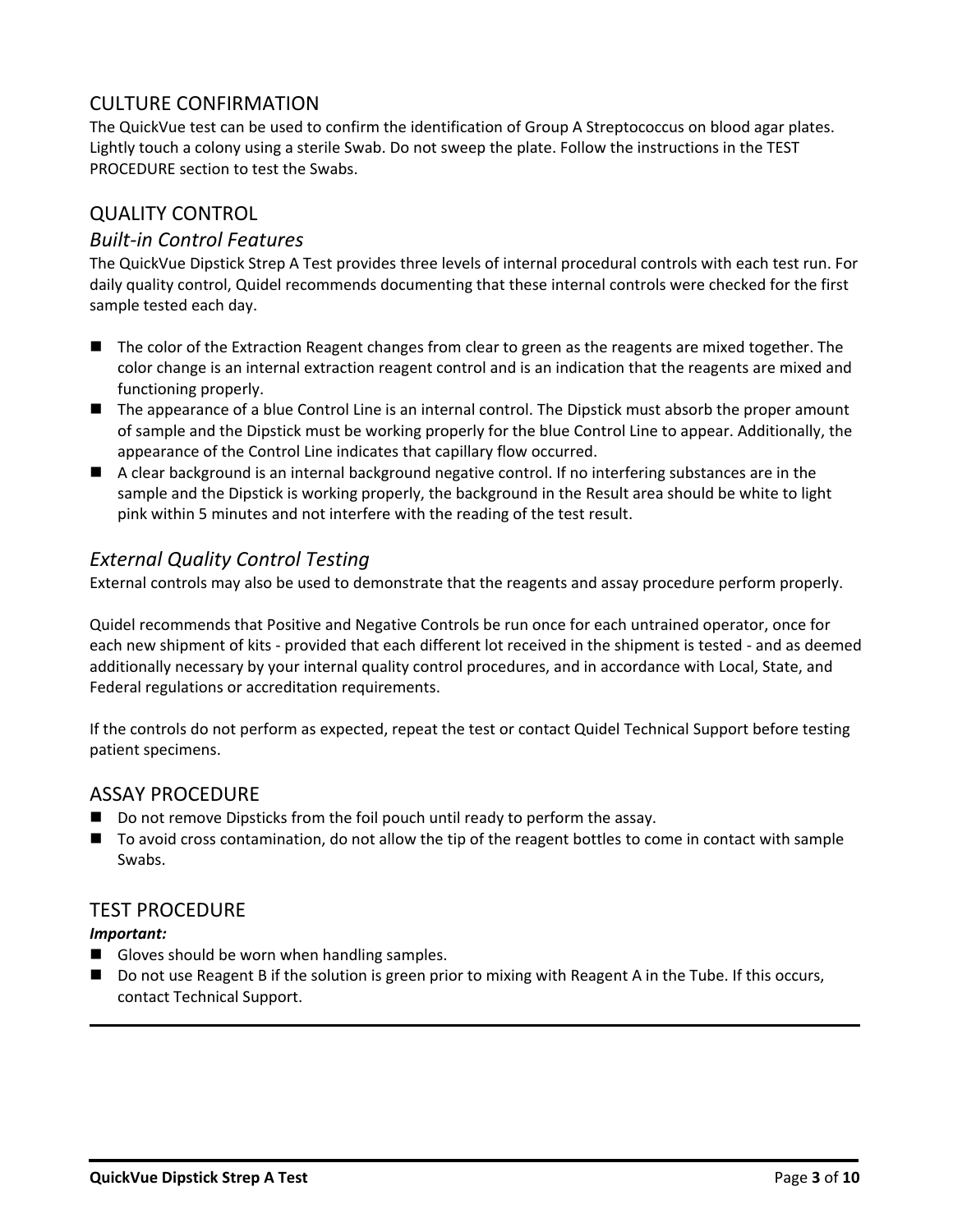## CULTURE CONFIRMATION

The QuickVue test can be used to confirm the identification of Group A Streptococcus on blood agar plates. Lightly touch a colony using a sterile Swab. Do not sweep the plate. Follow the instructions in the TEST PROCEDURE section to test the Swabs.

## QUALITY CONTROL

### *Built-in Control Features*

The QuickVue Dipstick Strep A Test provides three levels of internal procedural controls with each test run. For daily quality control, Quidel recommends documenting that these internal controls were checked for the first sample tested each day.

- The color of the Extraction Reagent changes from clear to green as the reagents are mixed together. The color change is an internal extraction reagent control and is an indication that the reagents are mixed and functioning properly.
- The appearance of a blue Control Line is an internal control. The Dipstick must absorb the proper amount of sample and the Dipstick must be working properly for the blue Control Line to appear. Additionally, the appearance of the Control Line indicates that capillary flow occurred.
- A clear background is an internal background negative control. If no interfering substances are in the sample and the Dipstick is working properly, the background in the Result area should be white to light pink within 5 minutes and not interfere with the reading of the test result.

### *External Quality Control Testing*

External controls may also be used to demonstrate that the reagents and assay procedure perform properly.

Quidel recommends that Positive and Negative Controls be run once for each untrained operator, once for each new shipment of kits - provided that each different lot received in the shipment is tested - and as deemed additionally necessary by your internal quality control procedures, and in accordance with Local, State, and Federal regulations or accreditation requirements.

If the controls do not perform as expected, repeat the test or contact Quidel Technical Support before testing patient specimens.

## ASSAY PROCEDURE

- Do not remove Dipsticks from the foil pouch until ready to perform the assay.
- To avoid cross contamination, do not allow the tip of the reagent bottles to come in contact with sample Swabs.

## TEST PROCEDURE

***Important:***

- Gloves should be worn when handling samples.
- Do not use Reagent B if the solution is green prior to mixing with Reagent A in the Tube. If this occurs, contact Technical Support.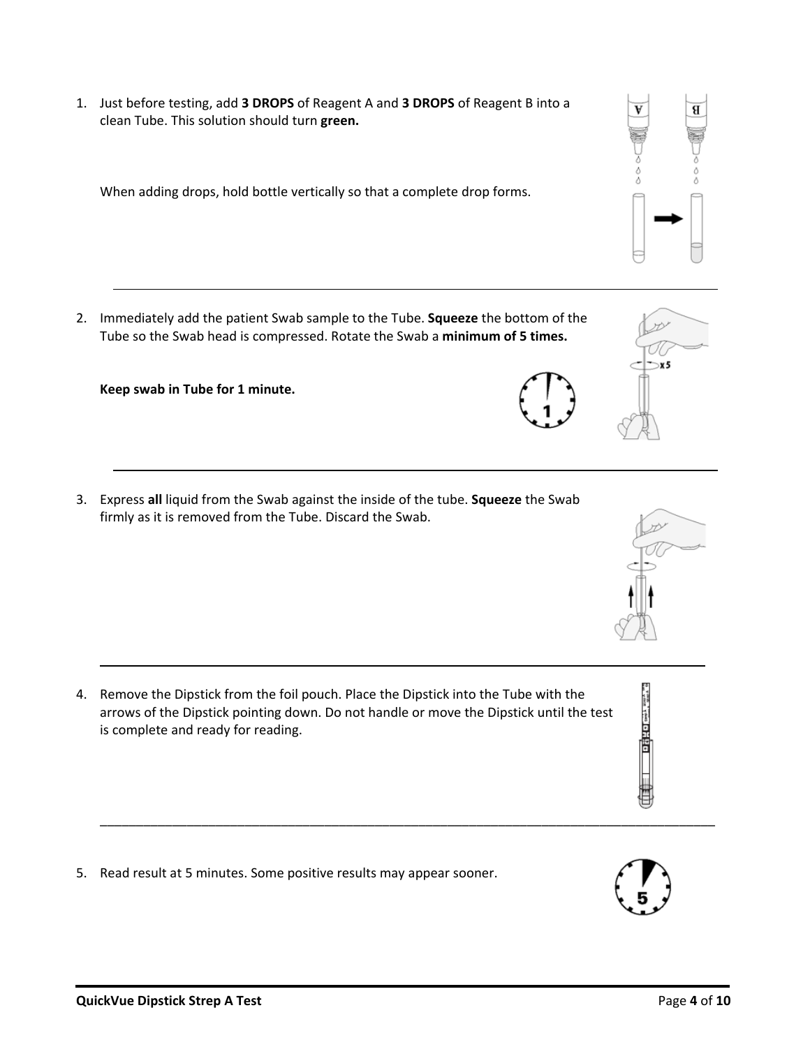1. Just before testing, add **3 DROPS** of Reagent A and **3 DROPS** of Reagent B into a clean Tube. This solution should turn **green.**

   When adding drops, hold bottle vertically so that a complete drop forms.

---

2. Immediately add the patient Swab sample to the Tube. **Squeeze** the bottom of the Tube so the Swab head is compressed. Rotate the Swab a **minimum of 5 times.**

   **Keep swab in Tube for 1 minute.**

---

3. Express **all** liquid from the Swab against the inside of the tube. **Squeeze** the Swab firmly as it is removed from the Tube. Discard the Swab.

---

4. Remove the Dipstick from the foil pouch. Place the Dipstick into the Tube with the arrows of the Dipstick pointing down. Do not handle or move the Dipstick until the test is complete and ready for reading.

---

5. Read result at 5 minutes. Some positive results may appear sooner.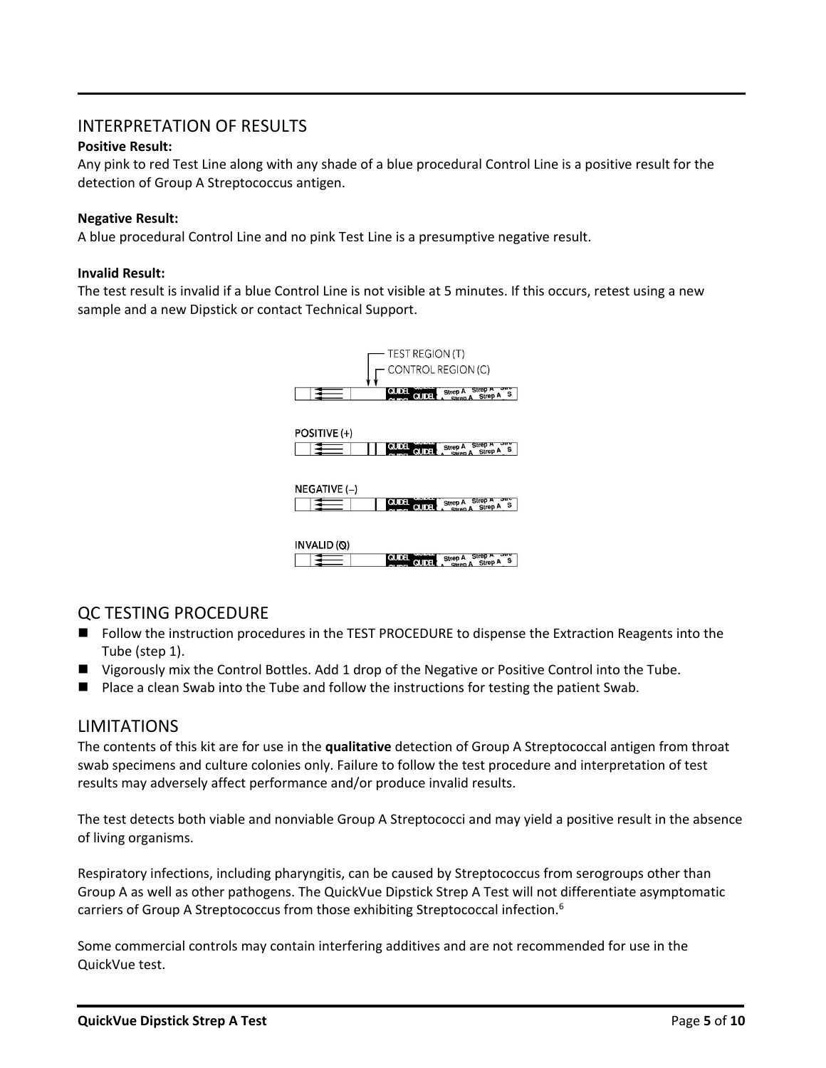## INTERPRETATION OF RESULTS

**Positive Result:**
Any pink to red Test Line along with any shade of a blue procedural Control Line is a positive result for the detection of Group A Streptococcus antigen.

**Negative Result:**
A blue procedural Control Line and no pink Test Line is a presumptive negative result.

**Invalid Result:**
The test result is invalid if a blue Control Line is not visible at 5 minutes. If this occurs, retest using a new sample and a new Dipstick or contact Technical Support.

TEST REGION (T)
CONTROL REGION (C)

POSITIVE (+)

NEGATIVE (–)

INVALID (⦸)

## QC TESTING PROCEDURE

- Follow the instruction procedures in the TEST PROCEDURE to dispense the Extraction Reagents into the Tube (step 1).
- Vigorously mix the Control Bottles. Add 1 drop of the Negative or Positive Control into the Tube.
- Place a clean Swab into the Tube and follow the instructions for testing the patient Swab.

## LIMITATIONS

The contents of this kit are for use in the **qualitative** detection of Group A Streptococcal antigen from throat swab specimens and culture colonies only. Failure to follow the test procedure and interpretation of test results may adversely affect performance and/or produce invalid results.

The test detects both viable and nonviable Group A Streptococci and may yield a positive result in the absence of living organisms.

Respiratory infections, including pharyngitis, can be caused by Streptococcus from serogroups other than Group A as well as other pathogens. The QuickVue Dipstick Strep A Test will not differentiate asymptomatic carriers of Group A Streptococcus from those exhibiting Streptococcal infection.[6]

Some commercial controls may contain interfering additives and are not recommended for use in the QuickVue test.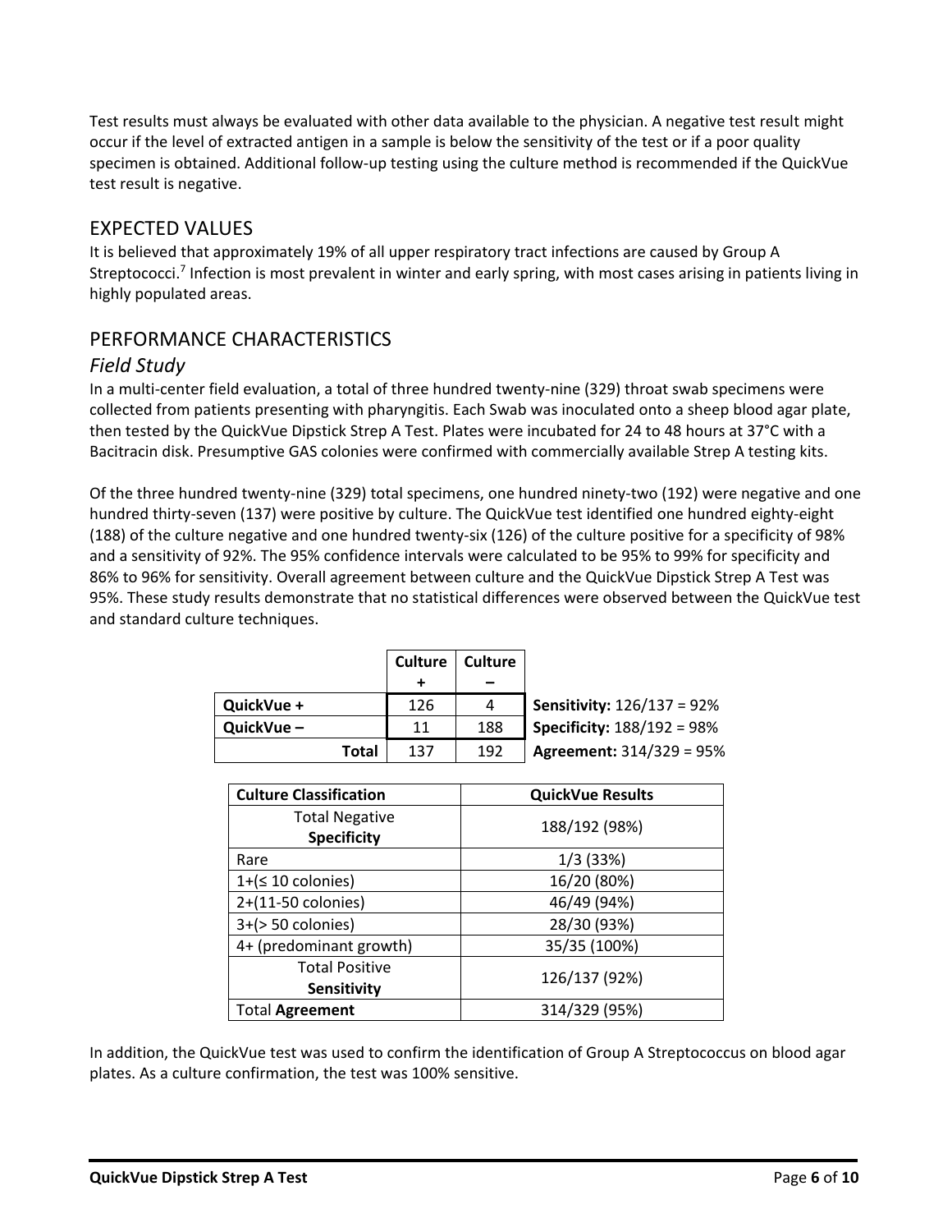Test results must always be evaluated with other data available to the physician. A negative test result might occur if the level of extracted antigen in a sample is below the sensitivity of the test or if a poor quality specimen is obtained. Additional follow-up testing using the culture method is recommended if the QuickVue test result is negative.

## EXPECTED VALUES

It is believed that approximately 19% of all upper respiratory tract infections are caused by Group A Streptococci.[7] Infection is most prevalent in winter and early spring, with most cases arising in patients living in highly populated areas.

## PERFORMANCE CHARACTERISTICS

### *Field Study*

In a multi-center field evaluation, a total of three hundred twenty-nine (329) throat swab specimens were collected from patients presenting with pharyngitis. Each Swab was inoculated onto a sheep blood agar plate, then tested by the QuickVue Dipstick Strep A Test. Plates were incubated for 24 to 48 hours at 37°C with a Bacitracin disk. Presumptive GAS colonies were confirmed with commercially available Strep A testing kits.

Of the three hundred twenty-nine (329) total specimens, one hundred ninety-two (192) were negative and one hundred thirty-seven (137) were positive by culture. The QuickVue test identified one hundred eighty-eight (188) of the culture negative and one hundred twenty-six (126) of the culture positive for a specificity of 98% and a sensitivity of 92%. The 95% confidence intervals were calculated to be 95% to 99% for specificity and 86% to 96% for sensitivity. Overall agreement between culture and the QuickVue Dipstick Strep A Test was 95%. These study results demonstrate that no statistical differences were observed between the QuickVue test and standard culture techniques.

| | Culture + | Culture – | |
|---|---|---|---|
| **QuickVue +** | 126 | 4 | **Sensitivity:** 126/137 = 92% |
| **QuickVue –** | 11 | 188 | **Specificity:** 188/192 = 98% |
| **Total** | 137 | 192 | **Agreement:** 314/329 = 95% |

| Culture Classification | QuickVue Results |
|---|---|
| Total Negative **Specificity** | 188/192 (98%) |
| Rare | 1/3 (33%) |
| 1+(≤ 10 colonies) | 16/20 (80%) |
| 2+(11-50 colonies) | 46/49 (94%) |
| 3+(> 50 colonies) | 28/30 (93%) |
| 4+ (predominant growth) | 35/35 (100%) |
| Total Positive **Sensitivity** | 126/137 (92%) |
| Total **Agreement** | 314/329 (95%) |

In addition, the QuickVue test was used to confirm the identification of Group A Streptococcus on blood agar plates. As a culture confirmation, the test was 100% sensitive.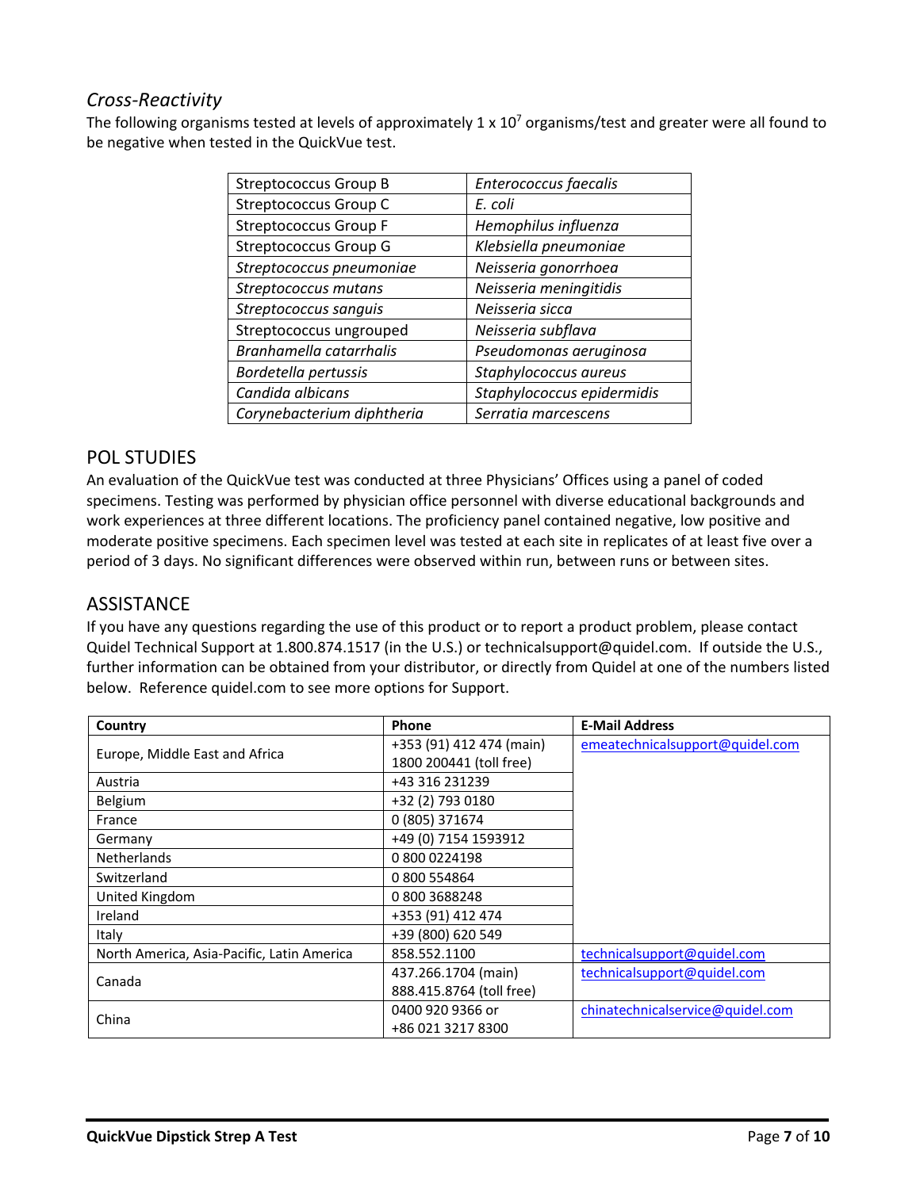### *Cross-Reactivity*

The following organisms tested at levels of approximately 1 x $10^7$ organisms/test and greater were all found to be negative when tested in the QuickVue test.

| | |
|---|---|
| Streptococcus Group B | *Enterococcus faecalis* |
| Streptococcus Group C | *E. coli* |
| Streptococcus Group F | *Hemophilus influenza* |
| Streptococcus Group G | *Klebsiella pneumoniae* |
| *Streptococcus pneumoniae* | *Neisseria gonorrhoea* |
| *Streptococcus mutans* | *Neisseria meningitidis* |
| *Streptococcus sanguis* | *Neisseria sicca* |
| Streptococcus ungrouped | *Neisseria subflava* |
| *Branhamella catarrhalis* | *Pseudomonas aeruginosa* |
| *Bordetella pertussis* | *Staphylococcus aureus* |
| *Candida albicans* | *Staphylococcus epidermidis* |
| *Corynebacterium diphtheria* | *Serratia marcescens* |

## POL STUDIES

An evaluation of the QuickVue test was conducted at three Physicians' Offices using a panel of coded specimens. Testing was performed by physician office personnel with diverse educational backgrounds and work experiences at three different locations. The proficiency panel contained negative, low positive and moderate positive specimens. Each specimen level was tested at each site in replicates of at least five over a period of 3 days. No significant differences were observed within run, between runs or between sites.

## ASSISTANCE

If you have any questions regarding the use of this product or to report a product problem, please contact Quidel Technical Support at 1.800.874.1517 (in the U.S.) or technicalsupport@quidel.com. If outside the U.S., further information can be obtained from your distributor, or directly from Quidel at one of the numbers listed below. Reference quidel.com to see more options for Support.

| **Country** | **Phone** | **E-Mail Address** |
|---|---|---|
| Europe, Middle East and Africa | +353 (91) 412 474 (main)<br>1800 200441 (toll free) | emeatechnicalsupport@quidel.com |
| Austria | +43 316 231239 | |
| Belgium | +32 (2) 793 0180 | |
| France | 0 (805) 371674 | |
| Germany | +49 (0) 7154 1593912 | |
| Netherlands | 0 800 0224198 | |
| Switzerland | 0 800 554864 | |
| United Kingdom | 0 800 3688248 | |
| Ireland | +353 (91) 412 474 | |
| Italy | +39 (800) 620 549 | |
| North America, Asia-Pacific, Latin America | 858.552.1100 | technicalsupport@quidel.com |
| Canada | 437.266.1704 (main)<br>888.415.8764 (toll free) | technicalsupport@quidel.com |
| China | 0400 920 9366 or<br>+86 021 3217 8300 | chinatechnicalservice@quidel.com |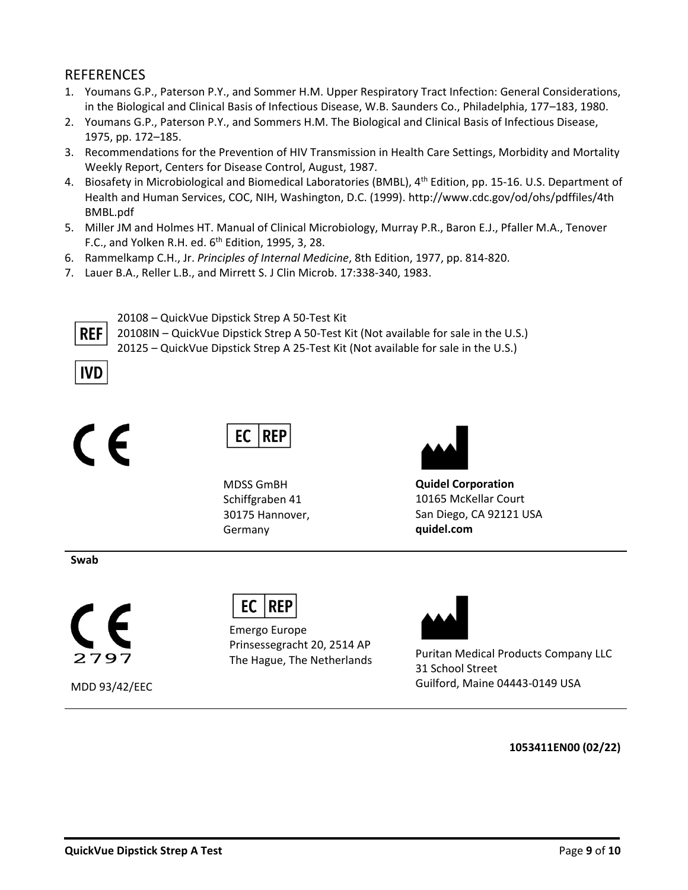## REFERENCES

1. Youmans G.P., Paterson P.Y., and Sommer H.M. Upper Respiratory Tract Infection: General Considerations, in the Biological and Clinical Basis of Infectious Disease, W.B. Saunders Co., Philadelphia, 177–183, 1980.
2. Youmans G.P., Paterson P.Y., and Sommers H.M. The Biological and Clinical Basis of Infectious Disease, 1975, pp. 172–185.
3. Recommendations for the Prevention of HIV Transmission in Health Care Settings, Morbidity and Mortality Weekly Report, Centers for Disease Control, August, 1987.
4. Biosafety in Microbiological and Biomedical Laboratories (BMBL), 4th Edition, pp. 15-16. U.S. Department of Health and Human Services, COC, NIH, Washington, D.C. (1999). http://www.cdc.gov/od/ohs/pdffiles/4th BMBL.pdf
5. Miller JM and Holmes HT. Manual of Clinical Microbiology, Murray P.R., Baron E.J., Pfaller M.A., Tenover F.C., and Yolken R.H. ed. 6th Edition, 1995, 3, 28.
6. Rammelkamp C.H., Jr. *Principles of Internal Medicine*, 8th Edition, 1977, pp. 814-820.
7. Lauer B.A., Reller L.B., and Mirrett S. J Clin Microb. 17:338-340, 1983.

REF
20108 – QuickVue Dipstick Strep A 50-Test Kit
20108IN – QuickVue Dipstick Strep A 50-Test Kit (Not available for sale in the U.S.)
20125 – QuickVue Dipstick Strep A 25-Test Kit (Not available for sale in the U.S.)

IVD

CE

EC REP
MDSS GmBH
Schiffgraben 41
30175 Hannover,
Germany

**Quidel Corporation**
10165 McKellar Court
San Diego, CA 92121 USA
**quidel.com**

---

**Swab**

CE 2797

MDD 93/42/EEC

EC REP
Emergo Europe
Prinsessegracht 20, 2514 AP
The Hague, The Netherlands

Puritan Medical Products Company LLC
31 School Street
Guilford, Maine 04443-0149 USA

---

**1053411EN00 (02/22)**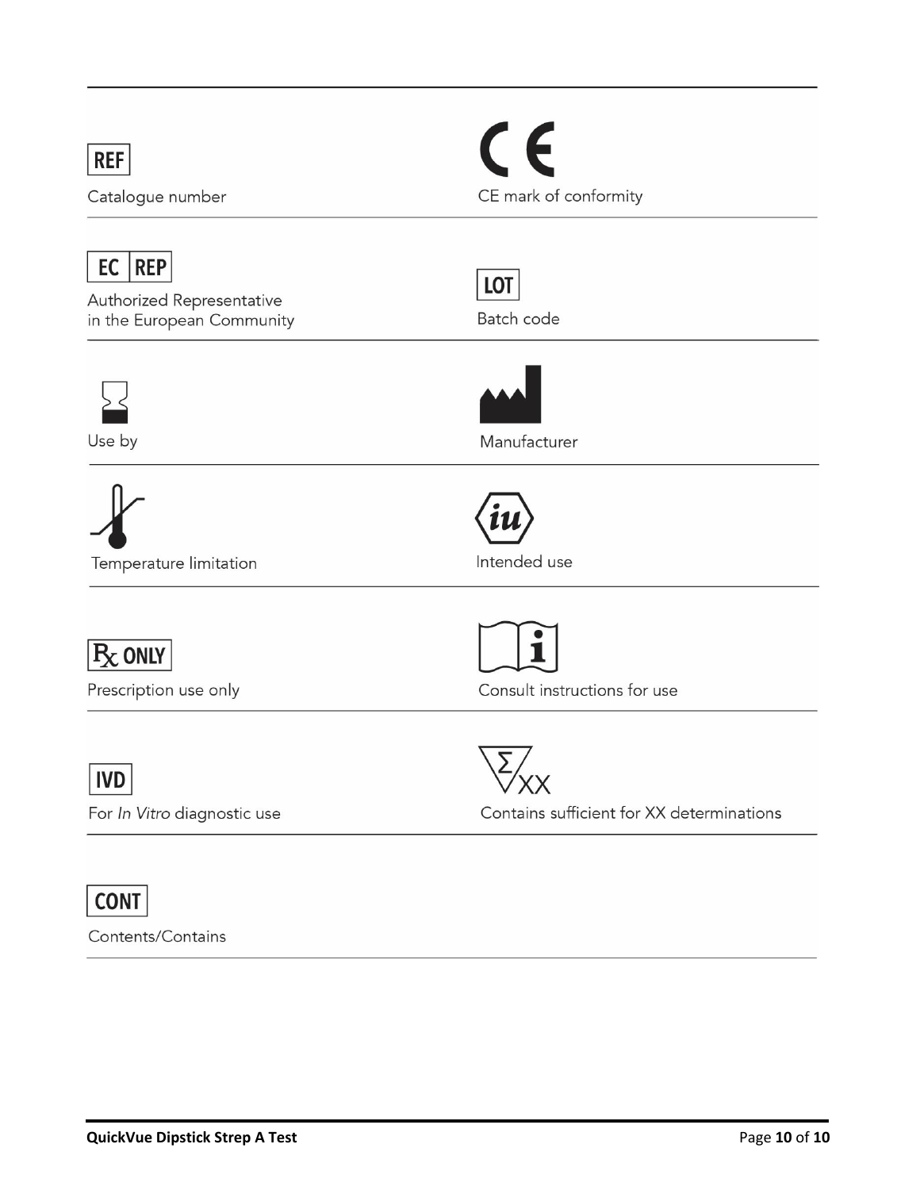| | |
|---|---|
| REF<br>Catalogue number | CE<br>CE mark of conformity |
| EC REP<br>Authorized Representative in the European Community | LOT<br>Batch code |
| Use by | Manufacturer |
| Temperature limitation | iu<br>Intended use |
| Rx ONLY<br>Prescription use only | Consult instructions for use |
| IVD<br>For *In Vitro* diagnostic use | Σ XX<br>Contains sufficient for XX determinations |
| CONT<br>Contents/Contains | |